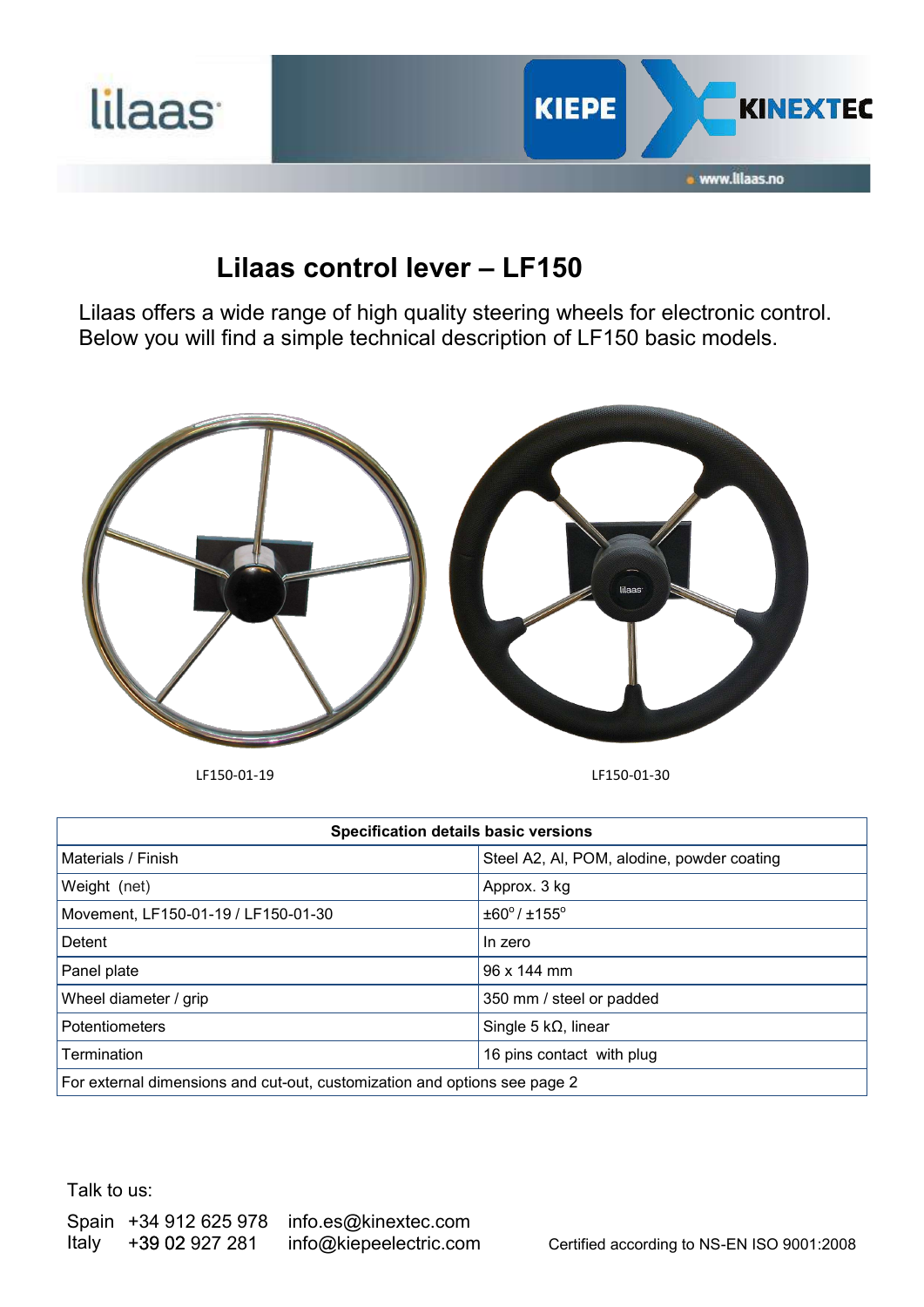# Lilaas control lever – LF150

Lilaas offers a wide range of high quality steering wheels for electronic control. Below you will find a simple technical description of LF150 basic models.

LF150-01-19

LF150-01-30

| Specification details basic versions | |
|---|---|
| Materials / Finish | Steel A2, Al, POM, alodine, powder coating |
| Weight (net) | Approx. 3 kg |
| Movement, LF150-01-19 / LF150-01-30 | ±60° / ±155° |
| Detent | In zero |
| Panel plate | 96 x 144 mm |
| Wheel diameter / grip | 350 mm / steel or padded |
| Potentiometers | Single 5 kΩ, linear |
| Termination | 16 pins contact with plug |
| For external dimensions and cut-out, customization and options see page 2 | |

Talk to us:

Spain +34 912 625 978 info.es@kinextec.com
Italy +39 02 927 281 info@kiepeelectric.com

Certified according to NS-EN ISO 9001:2008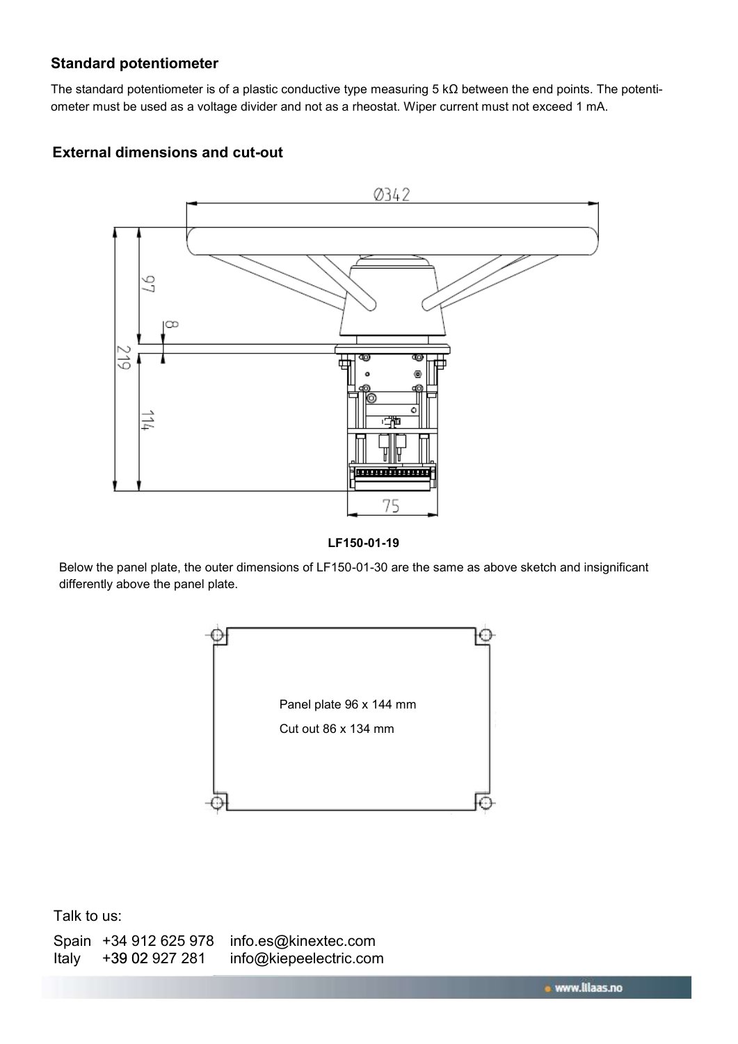## Standard potentiometer

The standard potentiometer is of a plastic conductive type measuring 5 kΩ between the end points. The potentiometer must be used as a voltage divider and not as a rheostat. Wiper current must not exceed 1 mA.

## External dimensions and cut-out

**LF150-01-19**

Below the panel plate, the outer dimensions of LF150-01-30 are the same as above sketch and insignificant differently above the panel plate.

Panel plate 96 x 144 mm

Cut out 86 x 134 mm

Talk to us:

Spain +34 912 625 978 info.es@kinextec.com
Italy +39 02 927 281 info@kiepeelectric.com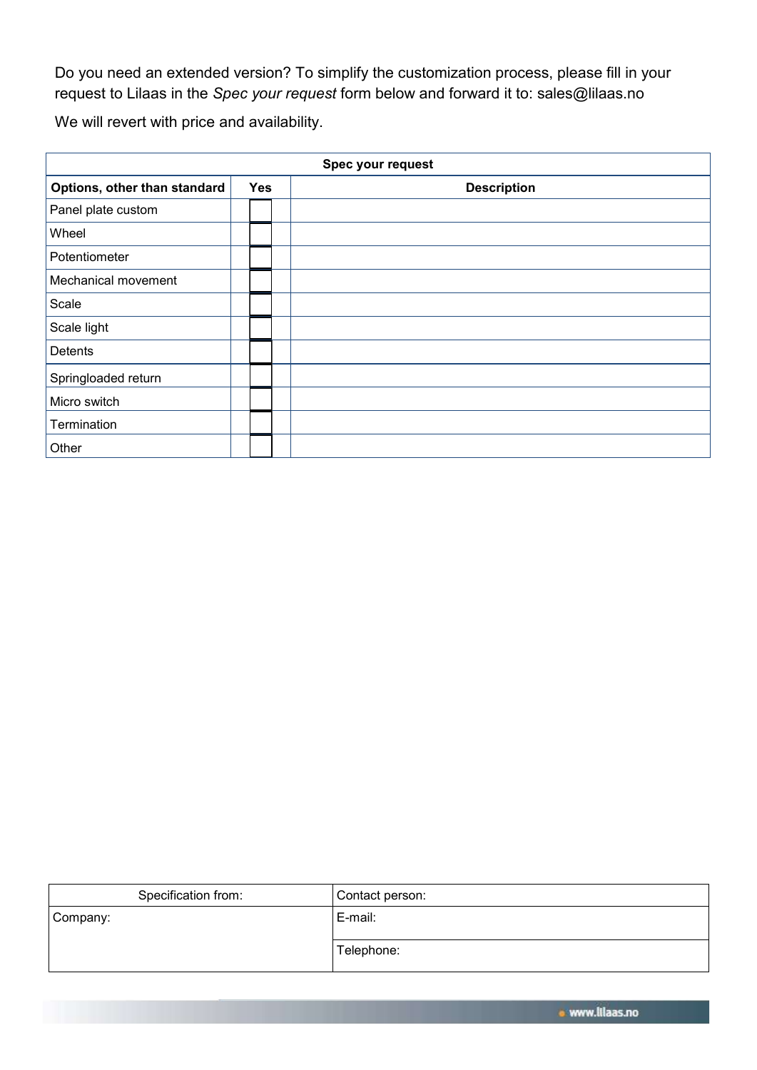Do you need an extended version? To simplify the customization process, please fill in your request to Lilaas in the *Spec your request* form below and forward it to: sales@lilaas.no

We will revert with price and availability.

| Spec your request | | |
|---|---|---|
| **Options, other than standard** | **Yes** | **Description** |
| Panel plate custom | ☐ | |
| Wheel | ☐ | |
| Potentiometer | ☐ | |
| Mechanical movement | ☐ | |
| Scale | ☐ | |
| Scale light | ☐ | |
| Detents | ☐ | |
| Springloaded return | ☐ | |
| Micro switch | ☐ | |
| Termination | ☐ | |
| Other | ☐ | |

| Specification from: | Contact person: |
|---|---|
| Company: | E-mail: |
| | Telephone: |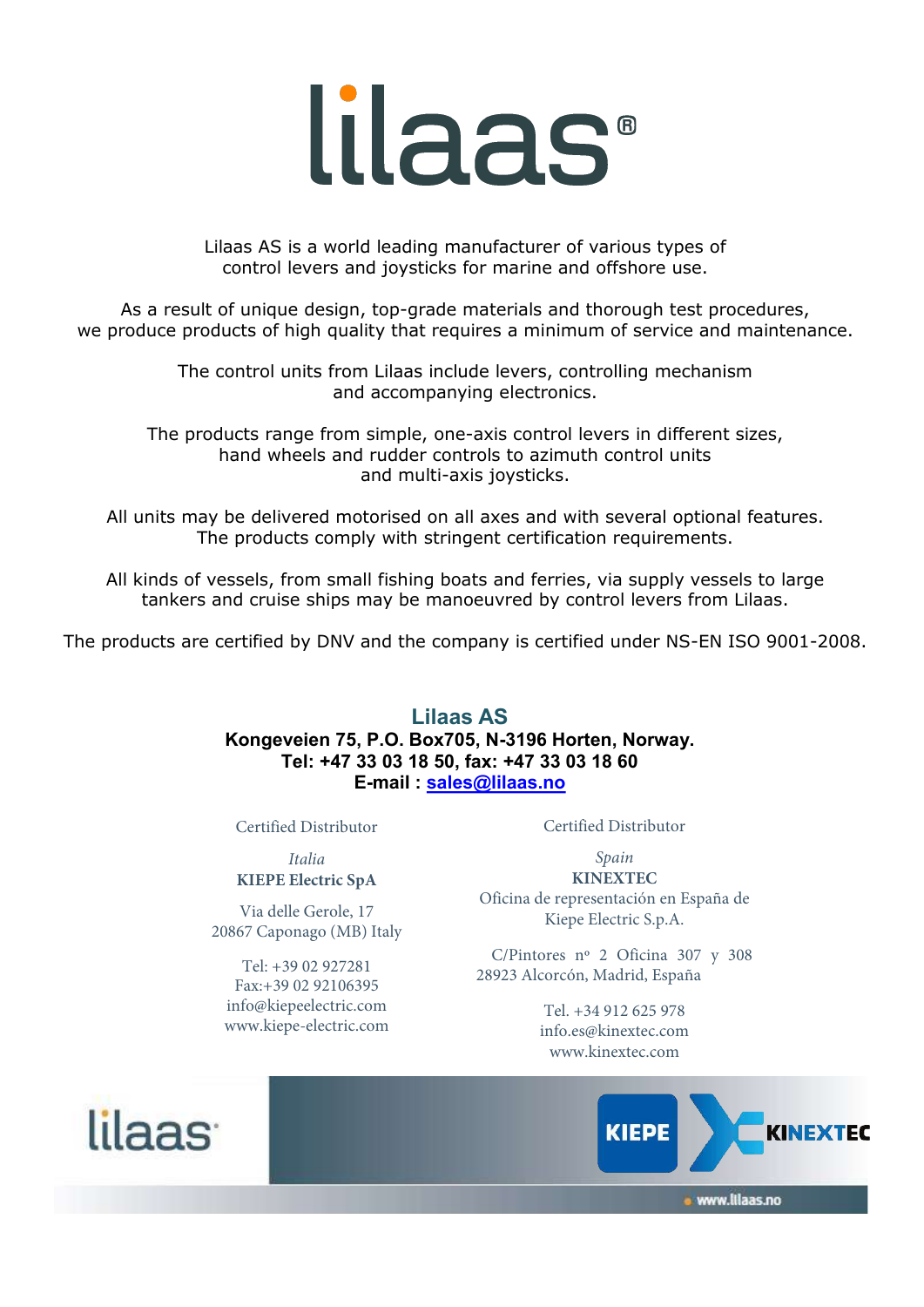# lilaas®

Lilaas AS is a world leading manufacturer of various types of control levers and joysticks for marine and offshore use.

As a result of unique design, top-grade materials and thorough test procedures, we produce products of high quality that requires a minimum of service and maintenance.

The control units from Lilaas include levers, controlling mechanism and accompanying electronics.

The products range from simple, one-axis control levers in different sizes, hand wheels and rudder controls to azimuth control units and multi-axis joysticks.

All units may be delivered motorised on all axes and with several optional features. The products comply with stringent certification requirements.

All kinds of vessels, from small fishing boats and ferries, via supply vessels to large tankers and cruise ships may be manoeuvred by control levers from Lilaas.

The products are certified by DNV and the company is certified under NS-EN ISO 9001-2008.

## Lilaas AS

**Kongeveien 75, P.O. Box705, N-3196 Horten, Norway.**
**Tel: +47 33 03 18 50, fax: +47 33 03 18 60**
**E-mail : sales@lilaas.no**

Certified Distributor

*Italia*
**KIEPE Electric SpA**

Via delle Gerole, 17
20867 Caponago (MB) Italy

Tel: +39 02 927281
Fax:+39 02 92106395
info@kiepeelectric.com
www.kiepe-electric.com

Certified Distributor

*Spain*
**KINEXTEC**
Oficina de representación en España de Kiepe Electric S.p.A.

C/Pintores nº 2 Oficina 307 y 308
28923 Alcorcón, Madrid, España

Tel. +34 912 625 978
info.es@kinextec.com
www.kinextec.com

lilaas

KIEPE KINEXTEC

www.lilaas.no